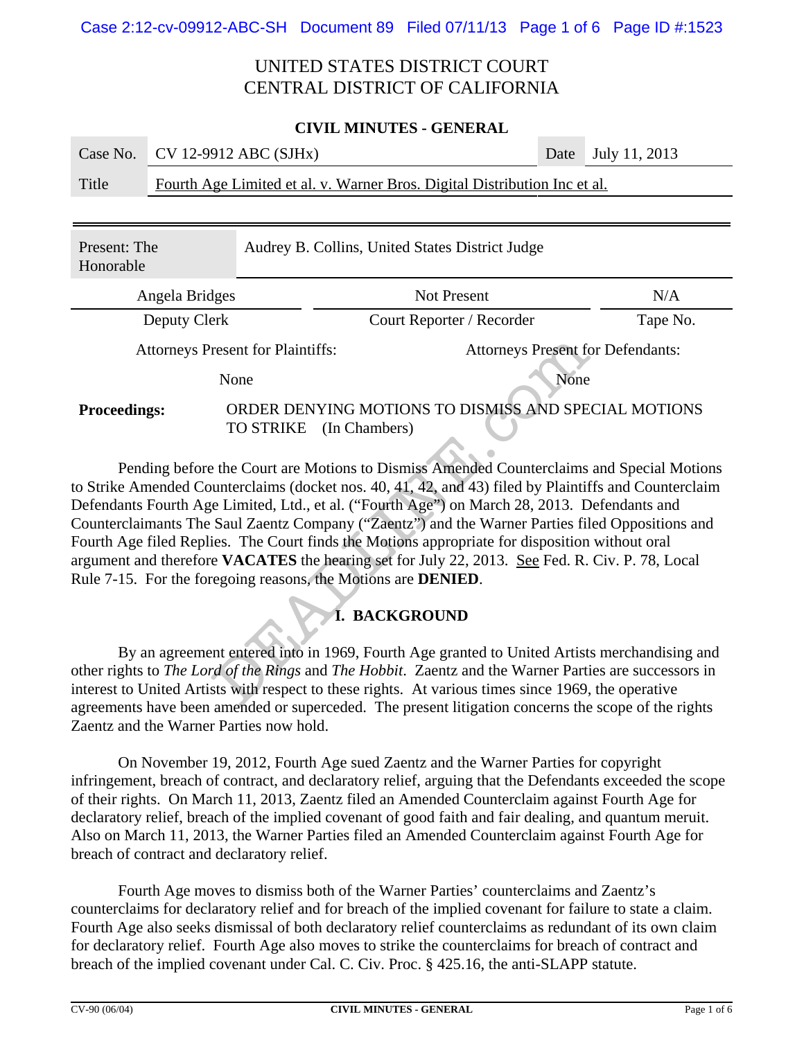# UNITED STATES DISTRICT COURT
# CENTRAL DISTRICT OF CALIFORNIA

## CIVIL MINUTES - GENERAL

| | | | |
|---|---|---|---|
| Case No. | CV 12-9912 ABC (SJHx) | Date | July 11, 2013 |
| Title | Fourth Age Limited et al. v. Warner Bros. Digital Distribution Inc et al. | | |

| | | |
|---|---|---|
| Present: The Honorable | Audrey B. Collins, United States District Judge | |
| Angela Bridges | Not Present | N/A |
| Deputy Clerk | Court Reporter / Recorder | Tape No. |

| | |
|---|---|
| Attorneys Present for Plaintiffs: | Attorneys Present for Defendants: |
| None | None |

**Proceedings:** ORDER DENYING MOTIONS TO DISMISS AND SPECIAL MOTIONS TO STRIKE (In Chambers)

Pending before the Court are Motions to Dismiss Amended Counterclaims and Special Motions to Strike Amended Counterclaims (docket nos. 40, 41, 42, and 43) filed by Plaintiffs and Counterclaim Defendants Fourth Age Limited, Ltd., et al. ("Fourth Age") on March 28, 2013. Defendants and Counterclaimants The Saul Zaentz Company ("Zaentz") and the Warner Parties filed Oppositions and Fourth Age filed Replies. The Court finds the Motions appropriate for disposition without oral argument and therefore **VACATES** the hearing set for July 22, 2013. See Fed. R. Civ. P. 78, Local Rule 7-15. For the foregoing reasons, the Motions are **DENIED**.

## I. BACKGROUND

By an agreement entered into in 1969, Fourth Age granted to United Artists merchandising and other rights to *The Lord of the Rings* and *The Hobbit*. Zaentz and the Warner Parties are successors in interest to United Artists with respect to these rights. At various times since 1969, the operative agreements have been amended or superceded. The present litigation concerns the scope of the rights Zaentz and the Warner Parties now hold.

On November 19, 2012, Fourth Age sued Zaentz and the Warner Parties for copyright infringement, breach of contract, and declaratory relief, arguing that the Defendants exceeded the scope of their rights. On March 11, 2013, Zaentz filed an Amended Counterclaim against Fourth Age for declaratory relief, breach of the implied covenant of good faith and fair dealing, and quantum meruit. Also on March 11, 2013, the Warner Parties filed an Amended Counterclaim against Fourth Age for breach of contract and declaratory relief.

Fourth Age moves to dismiss both of the Warner Parties' counterclaims and Zaentz's counterclaims for declaratory relief and for breach of the implied covenant for failure to state a claim. Fourth Age also seeks dismissal of both declaratory relief counterclaims as redundant of its own claim for declaratory relief. Fourth Age also moves to strike the counterclaims for breach of contract and breach of the implied covenant under Cal. C. Civ. Proc. § 425.16, the anti-SLAPP statute.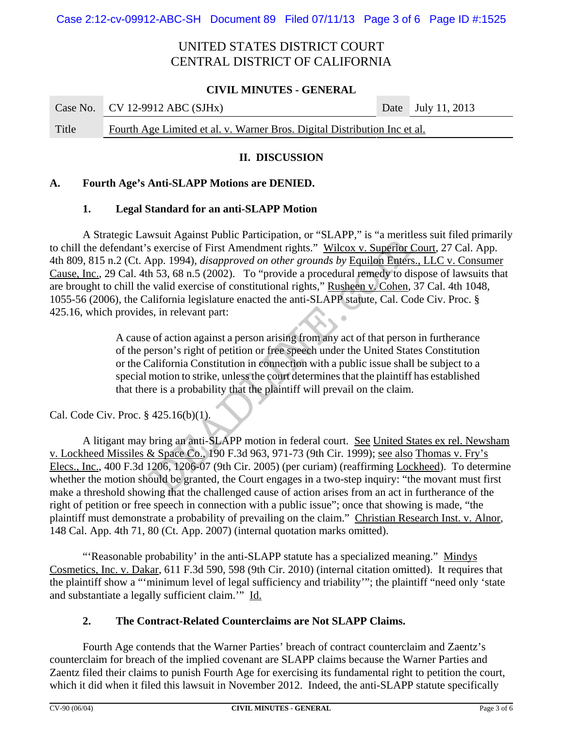UNITED STATES DISTRICT COURT
CENTRAL DISTRICT OF CALIFORNIA

**CIVIL MINUTES - GENERAL**

| | | | |
|---|---|---|---|
| Case No. | CV 12-9912 ABC (SJHx) | Date | July 11, 2013 |
| Title | Fourth Age Limited et al. v. Warner Bros. Digital Distribution Inc et al. | | |

## II. DISCUSSION

### A. Fourth Age's Anti-SLAPP Motions are DENIED.

#### 1. Legal Standard for an anti-SLAPP Motion

A Strategic Lawsuit Against Public Participation, or "SLAPP," is "a meritless suit filed primarily to chill the defendant's exercise of First Amendment rights." Wilcox v. Superior Court, 27 Cal. App. 4th 809, 815 n.2 (Ct. App. 1994), *disapproved on other grounds by* Equilon Enters., LLC v. Consumer Cause, Inc., 29 Cal. 4th 53, 68 n.5 (2002). To "provide a procedural remedy to dispose of lawsuits that are brought to chill the valid exercise of constitutional rights," Rusheen v. Cohen, 37 Cal. 4th 1048, 1055-56 (2006), the California legislature enacted the anti-SLAPP statute, Cal. Code Civ. Proc. § 425.16, which provides, in relevant part:

> A cause of action against a person arising from any act of that person in furtherance of the person's right of petition or free speech under the United States Constitution or the California Constitution in connection with a public issue shall be subject to a special motion to strike, unless the court determines that the plaintiff has established that there is a probability that the plaintiff will prevail on the claim.

Cal. Code Civ. Proc. § 425.16(b)(1).

A litigant may bring an anti-SLAPP motion in federal court. See United States ex rel. Newsham v. Lockheed Missiles & Space Co., 190 F.3d 963, 971-73 (9th Cir. 1999); see also Thomas v. Fry's Elecs., Inc., 400 F.3d 1206, 1206-07 (9th Cir. 2005) (per curiam) (reaffirming Lockheed). To determine whether the motion should be granted, the Court engages in a two-step inquiry: "the movant must first make a threshold showing that the challenged cause of action arises from an act in furtherance of the right of petition or free speech in connection with a public issue"; once that showing is made, "the plaintiff must demonstrate a probability of prevailing on the claim." Christian Research Inst. v. Alnor, 148 Cal. App. 4th 71, 80 (Ct. App. 2007) (internal quotation marks omitted).

"'Reasonable probability' in the anti-SLAPP statute has a specialized meaning." Mindys Cosmetics, Inc. v. Dakar, 611 F.3d 590, 598 (9th Cir. 2010) (internal citation omitted). It requires that the plaintiff show a "'minimum level of legal sufficiency and triability'"; the plaintiff "need only 'state and substantiate a legally sufficient claim.'" Id.

#### 2. The Contract-Related Counterclaims are Not SLAPP Claims.

Fourth Age contends that the Warner Parties' breach of contract counterclaim and Zaentz's counterclaim for breach of the implied covenant are SLAPP claims because the Warner Parties and Zaentz filed their claims to punish Fourth Age for exercising its fundamental right to petition the court, which it did when it filed this lawsuit in November 2012. Indeed, the anti-SLAPP statute specifically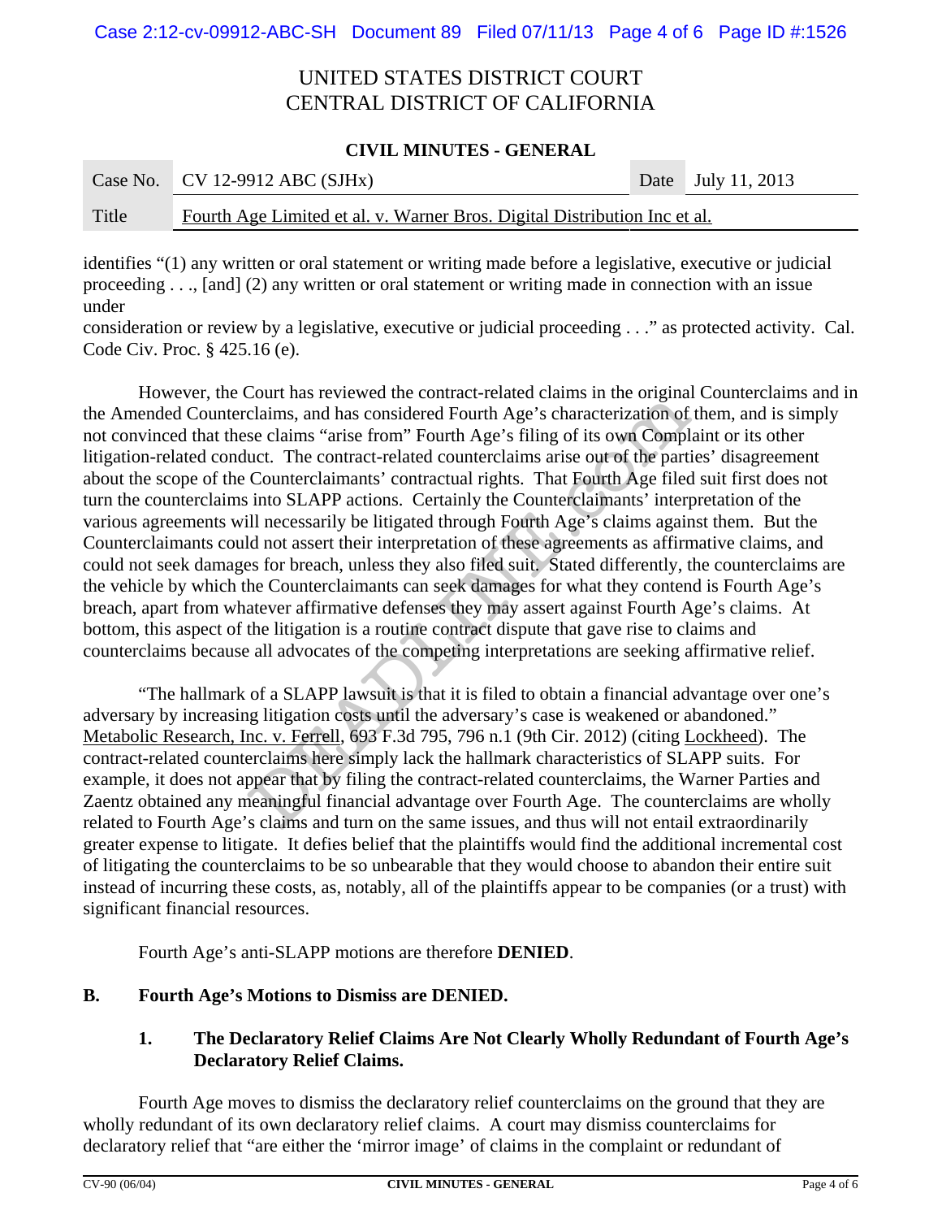UNITED STATES DISTRICT COURT
CENTRAL DISTRICT OF CALIFORNIA

**CIVIL MINUTES - GENERAL**

| Case No. | CV 12-9912 ABC (SJHx) | Date | July 11, 2013 |
|---|---|---|---|
| Title | Fourth Age Limited et al. v. Warner Bros. Digital Distribution Inc et al. | | |

identifies "(1) any written or oral statement or writing made before a legislative, executive or judicial proceeding . . ., [and] (2) any written or oral statement or writing made in connection with an issue under consideration or review by a legislative, executive or judicial proceeding . . ." as protected activity. Cal. Code Civ. Proc. § 425.16 (e).

However, the Court has reviewed the contract-related claims in the original Counterclaims and in the Amended Counterclaims, and has considered Fourth Age's characterization of them, and is simply not convinced that these claims "arise from" Fourth Age's filing of its own Complaint or its other litigation-related conduct. The contract-related counterclaims arise out of the parties' disagreement about the scope of the Counterclaimants' contractual rights. That Fourth Age filed suit first does not turn the counterclaims into SLAPP actions. Certainly the Counterclaimants' interpretation of the various agreements will necessarily be litigated through Fourth Age's claims against them. But the Counterclaimants could not assert their interpretation of these agreements as affirmative claims, and could not seek damages for breach, unless they also filed suit. Stated differently, the counterclaims are the vehicle by which the Counterclaimants can seek damages for what they contend is Fourth Age's breach, apart from whatever affirmative defenses they may assert against Fourth Age's claims. At bottom, this aspect of the litigation is a routine contract dispute that gave rise to claims and counterclaims because all advocates of the competing interpretations are seeking affirmative relief.

"The hallmark of a SLAPP lawsuit is that it is filed to obtain a financial advantage over one's adversary by increasing litigation costs until the adversary's case is weakened or abandoned." Metabolic Research, Inc. v. Ferrell, 693 F.3d 795, 796 n.1 (9th Cir. 2012) (citing Lockheed). The contract-related counterclaims here simply lack the hallmark characteristics of SLAPP suits. For example, it does not appear that by filing the contract-related counterclaims, the Warner Parties and Zaentz obtained any meaningful financial advantage over Fourth Age. The counterclaims are wholly related to Fourth Age's claims and turn on the same issues, and thus will not entail extraordinarily greater expense to litigate. It defies belief that the plaintiffs would find the additional incremental cost of litigating the counterclaims to be so unbearable that they would choose to abandon their entire suit instead of incurring these costs, as, notably, all of the plaintiffs appear to be companies (or a trust) with significant financial resources.

Fourth Age's anti-SLAPP motions are therefore **DENIED**.

## B. Fourth Age's Motions to Dismiss are DENIED.

### 1. The Declaratory Relief Claims Are Not Clearly Wholly Redundant of Fourth Age's Declaratory Relief Claims.

Fourth Age moves to dismiss the declaratory relief counterclaims on the ground that they are wholly redundant of its own declaratory relief claims. A court may dismiss counterclaims for declaratory relief that "are either the 'mirror image' of claims in the complaint or redundant of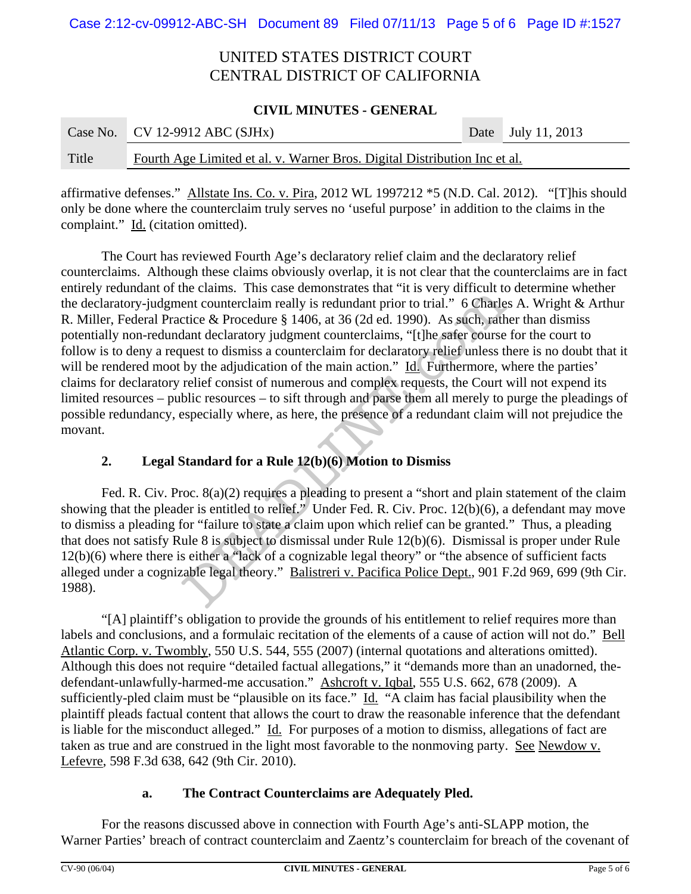UNITED STATES DISTRICT COURT
CENTRAL DISTRICT OF CALIFORNIA

**CIVIL MINUTES - GENERAL**

| | | | |
|---|---|---|---|
| Case No. | CV 12-9912 ABC (SJHx) | Date | July 11, 2013 |
| Title | Fourth Age Limited et al. v. Warner Bros. Digital Distribution Inc et al. | | |

affirmative defenses." Allstate Ins. Co. v. Pira, 2012 WL 1997212 *5 (N.D. Cal. 2012). "[T]his should only be done where the counterclaim truly serves no 'useful purpose' in addition to the claims in the complaint." Id. (citation omitted).

The Court has reviewed Fourth Age's declaratory relief claim and the declaratory relief counterclaims. Although these claims obviously overlap, it is not clear that the counterclaims are in fact entirely redundant of the claims. This case demonstrates that "it is very difficult to determine whether the declaratory-judgment counterclaim really is redundant prior to trial." 6 Charles A. Wright & Arthur R. Miller, Federal Practice & Procedure § 1406, at 36 (2d ed. 1990). As such, rather than dismiss potentially non-redundant declaratory judgment counterclaims, "[t]he safer course for the court to follow is to deny a request to dismiss a counterclaim for declaratory relief unless there is no doubt that it will be rendered moot by the adjudication of the main action." Id. Furthermore, where the parties' claims for declaratory relief consist of numerous and complex requests, the Court will not expend its limited resources – public resources – to sift through and parse them all merely to purge the pleadings of possible redundancy, especially where, as here, the presence of a redundant claim will not prejudice the movant.

## 2. Legal Standard for a Rule 12(b)(6) Motion to Dismiss

Fed. R. Civ. Proc. 8(a)(2) requires a pleading to present a "short and plain statement of the claim showing that the pleader is entitled to relief." Under Fed. R. Civ. Proc. 12(b)(6), a defendant may move to dismiss a pleading for "failure to state a claim upon which relief can be granted." Thus, a pleading that does not satisfy Rule 8 is subject to dismissal under Rule 12(b)(6). Dismissal is proper under Rule 12(b)(6) where there is either a "lack of a cognizable legal theory" or "the absence of sufficient facts alleged under a cognizable legal theory." Balistreri v. Pacifica Police Dept., 901 F.2d 969, 699 (9th Cir. 1988).

"[A] plaintiff's obligation to provide the grounds of his entitlement to relief requires more than labels and conclusions, and a formulaic recitation of the elements of a cause of action will not do." Bell Atlantic Corp. v. Twombly, 550 U.S. 544, 555 (2007) (internal quotations and alterations omitted). Although this does not require "detailed factual allegations," it "demands more than an unadorned, the-defendant-unlawfully-harmed-me accusation." Ashcroft v. Iqbal, 555 U.S. 662, 678 (2009). A sufficiently-pled claim must be "plausible on its face." Id. "A claim has facial plausibility when the plaintiff pleads factual content that allows the court to draw the reasonable inference that the defendant is liable for the misconduct alleged." Id. For purposes of a motion to dismiss, allegations of fact are taken as true and are construed in the light most favorable to the nonmoving party. See Newdow v. Lefevre, 598 F.3d 638, 642 (9th Cir. 2010).

### a. The Contract Counterclaims are Adequately Pled.

For the reasons discussed above in connection with Fourth Age's anti-SLAPP motion, the Warner Parties' breach of contract counterclaim and Zaentz's counterclaim for breach of the covenant of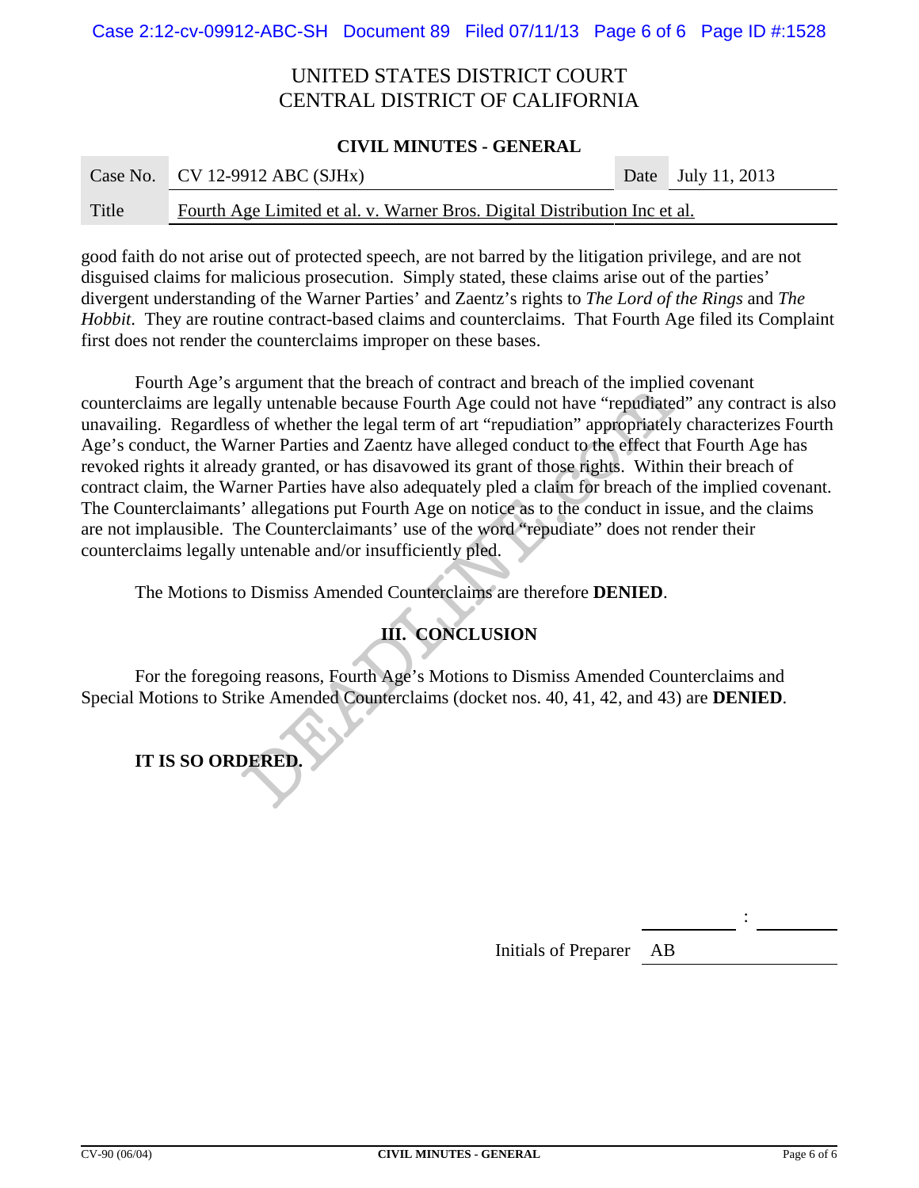UNITED STATES DISTRICT COURT
CENTRAL DISTRICT OF CALIFORNIA

**CIVIL MINUTES - GENERAL**

| | | | |
|---|---|---|---|
| Case No. | CV 12-9912 ABC (SJHx) | Date | July 11, 2013 |
| Title | Fourth Age Limited et al. v. Warner Bros. Digital Distribution Inc et al. | | |

good faith do not arise out of protected speech, are not barred by the litigation privilege, and are not disguised claims for malicious prosecution. Simply stated, these claims arise out of the parties' divergent understanding of the Warner Parties' and Zaentz's rights to *The Lord of the Rings* and *The Hobbit*. They are routine contract-based claims and counterclaims. That Fourth Age filed its Complaint first does not render the counterclaims improper on these bases.

Fourth Age's argument that the breach of contract and breach of the implied covenant counterclaims are legally untenable because Fourth Age could not have "repudiated" any contract is also unavailing. Regardless of whether the legal term of art "repudiation" appropriately characterizes Fourth Age's conduct, the Warner Parties and Zaentz have alleged conduct to the effect that Fourth Age has revoked rights it already granted, or has disavowed its grant of those rights. Within their breach of contract claim, the Warner Parties have also adequately pled a claim for breach of the implied covenant. The Counterclaimants' allegations put Fourth Age on notice as to the conduct in issue, and the claims are not implausible. The Counterclaimants' use of the word "repudiate" does not render their counterclaims legally untenable and/or insufficiently pled.

The Motions to Dismiss Amended Counterclaims are therefore **DENIED**.

## III. CONCLUSION

For the foregoing reasons, Fourth Age's Motions to Dismiss Amended Counterclaims and Special Motions to Strike Amended Counterclaims (docket nos. 40, 41, 42, and 43) are **DENIED**.

**IT IS SO ORDERED.**

:

Initials of Preparer AB